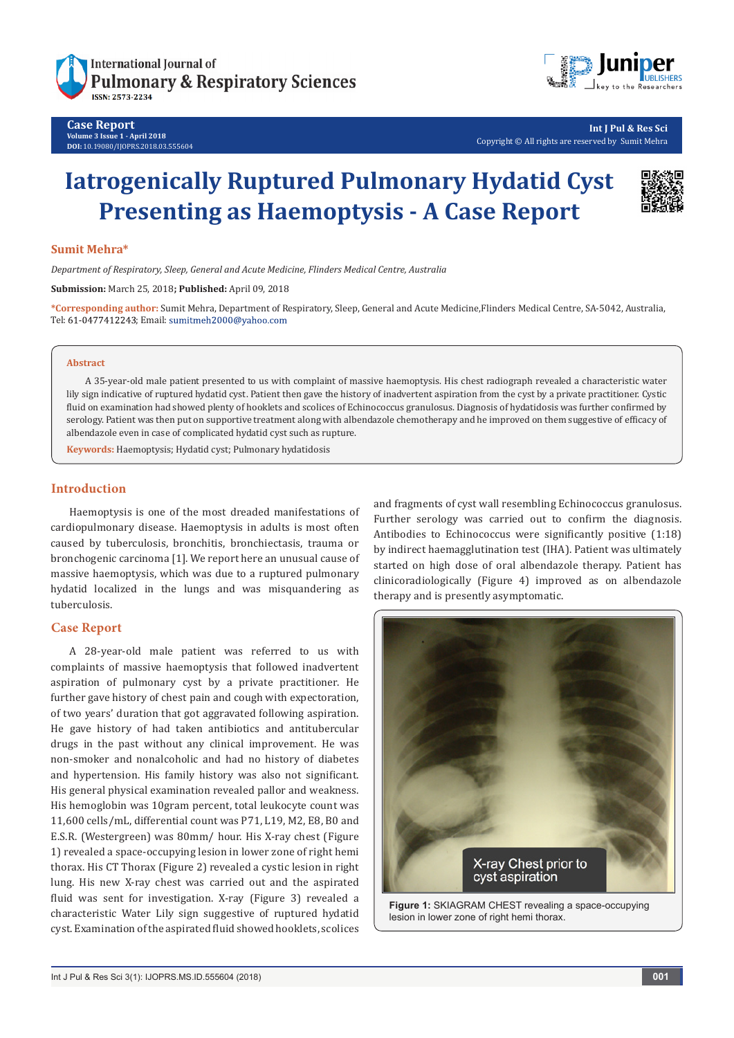Case Report

Volume 3 Issue 1 - April 2018

DOI: 10.19080/IJOPRS.2018.03.555604

Int J Pul & Res Sci

Copyright © All rights are reserved by Sumit Mehra

# Iatrogenically Ruptured Pulmonary Hydatid Cyst Presenting as Haemoptysis - A Case Report

**Sumit Mehra***

*Department of Respiratory, Sleep, General and Acute Medicine, Flinders Medical Centre, Australia*

**Submission:** March 25, 2018; **Published:** April 09, 2018

***Corresponding author:** Sumit Mehra, Department of Respiratory, Sleep, General and Acute Medicine,Flinders Medical Centre, SA-5042, Australia, Tel: 61-0477412243; Email: sumitmeh2000@yahoo.com

## Abstract

A 35-year-old male patient presented to us with complaint of massive haemoptysis. His chest radiograph revealed a characteristic water lily sign indicative of ruptured hydatid cyst. Patient then gave the history of inadvertent aspiration from the cyst by a private practitioner. Cystic fluid on examination had showed plenty of hooklets and scolices of Echinococcus granulosus. Diagnosis of hydatidosis was further confirmed by serology. Patient was then put on supportive treatment along with albendazole chemotherapy and he improved on them suggestive of efficacy of albendazole even in case of complicated hydatid cyst such as rupture.

**Keywords:** Haemoptysis; Hydatid cyst; Pulmonary hydatidosis

## Introduction

Haemoptysis is one of the most dreaded manifestations of cardiopulmonary disease. Haemoptysis in adults is most often caused by tuberculosis, bronchitis, bronchiectasis, trauma or bronchogenic carcinoma [1]. We report here an unusual cause of massive haemoptysis, which was due to a ruptured pulmonary hydatid localized in the lungs and was misquandering as tuberculosis.

## Case Report

A 28-year-old male patient was referred to us with complaints of massive haemoptysis that followed inadvertent aspiration of pulmonary cyst by a private practitioner. He further gave history of chest pain and cough with expectoration, of two years' duration that got aggravated following aspiration. He gave history of had taken antibiotics and antitubercular drugs in the past without any clinical improvement. He was non-smoker and nonalcoholic and had no history of diabetes and hypertension. His family history was also not significant. His general physical examination revealed pallor and weakness. His hemoglobin was 10gram percent, total leukocyte count was 11,600 cells/mL, differential count was P71, L19, M2, E8, B0 and E.S.R. (Westergreen) was 80mm/ hour. His X-ray chest (Figure 1) revealed a space-occupying lesion in lower zone of right hemi thorax. His CT Thorax (Figure 2) revealed a cystic lesion in right lung. His new X-ray chest was carried out and the aspirated fluid was sent for investigation. X-ray (Figure 3) revealed a characteristic Water Lily sign suggestive of ruptured hydatid cyst. Examination of the aspirated fluid showed hooklets, scolices and fragments of cyst wall resembling Echinococcus granulosus. Further serology was carried out to confirm the diagnosis. Antibodies to Echinococcus were significantly positive (1:18) by indirect haemagglutination test (IHA). Patient was ultimately started on high dose of oral albendazole therapy. Patient has clinicoradiologically (Figure 4) improved as on albendazole therapy and is presently asymptomatic.

X-ray Chest prior to cyst aspiration

**Figure 1:** SKIAGRAM CHEST revealing a space-occupying lesion in lower zone of right hemi thorax.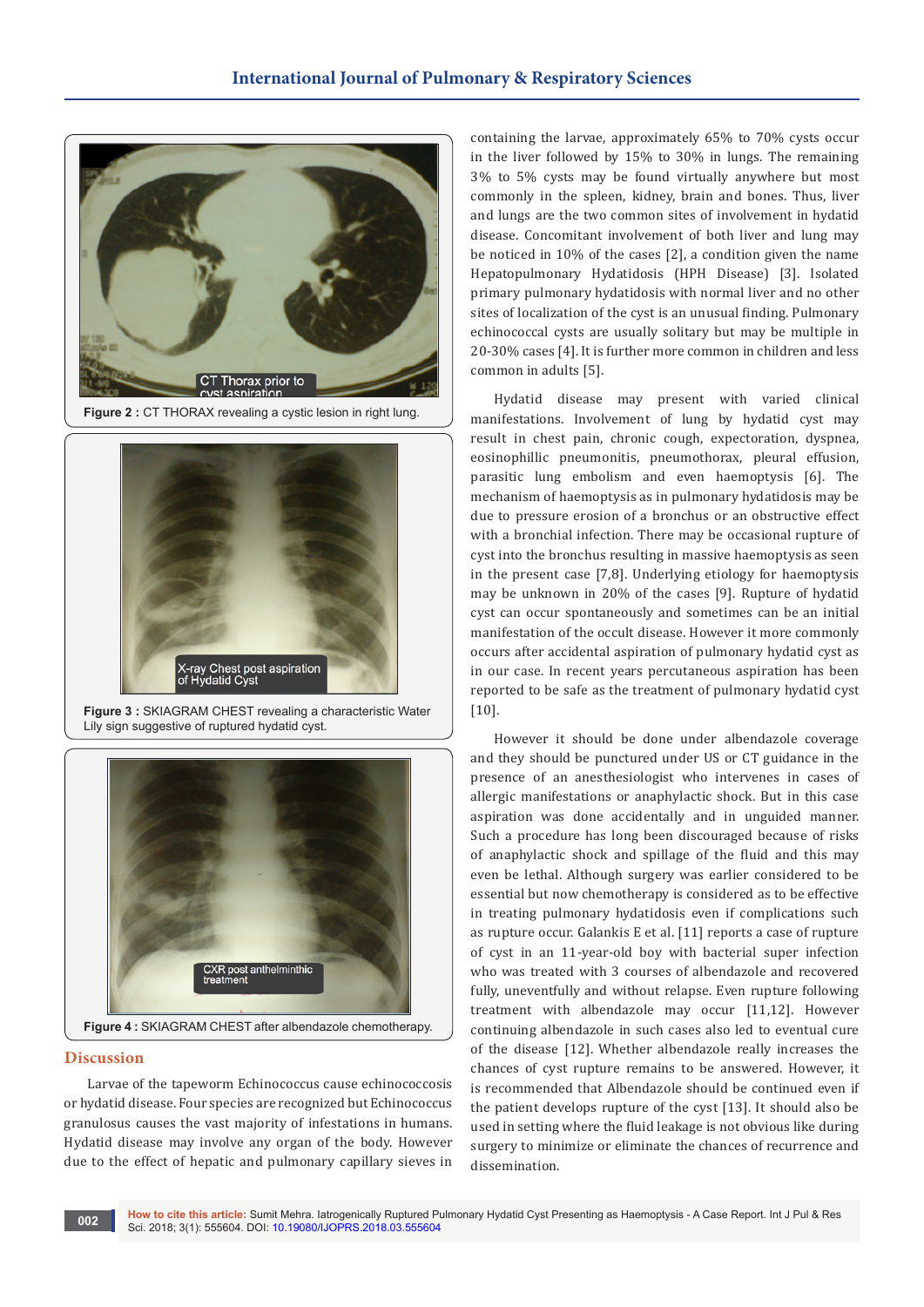Figure 2 : CT THORAX revealing a cystic lesion in right lung.

Figure 3 : SKIAGRAM CHEST revealing a characteristic Water Lily sign suggestive of ruptured hydatid cyst.

Figure 4 : SKIAGRAM CHEST after albendazole chemotherapy.

## Discussion

Larvae of the tapeworm Echinococcus cause echinococcosis or hydatid disease. Four species are recognized but Echinococcus granulosus causes the vast majority of infestations in humans. Hydatid disease may involve any organ of the body. However due to the effect of hepatic and pulmonary capillary sieves in containing the larvae, approximately 65% to 70% cysts occur in the liver followed by 15% to 30% in lungs. The remaining 3% to 5% cysts may be found virtually anywhere but most commonly in the spleen, kidney, brain and bones. Thus, liver and lungs are the two common sites of involvement in hydatid disease. Concomitant involvement of both liver and lung may be noticed in 10% of the cases [2], a condition given the name Hepatopulmonary Hydatidosis (HPH Disease) [3]. Isolated primary pulmonary hydatidosis with normal liver and no other sites of localization of the cyst is an unusual finding. Pulmonary echinococcal cysts are usually solitary but may be multiple in 20-30% cases [4]. It is further more common in children and less common in adults [5].

Hydatid disease may present with varied clinical manifestations. Involvement of lung by hydatid cyst may result in chest pain, chronic cough, expectoration, dyspnea, eosinophillic pneumonitis, pneumothorax, pleural effusion, parasitic lung embolism and even haemoptysis [6]. The mechanism of haemoptysis as in pulmonary hydatidosis may be due to pressure erosion of a bronchus or an obstructive effect with a bronchial infection. There may be occasional rupture of cyst into the bronchus resulting in massive haemoptysis as seen in the present case [7,8]. Underlying etiology for haemoptysis may be unknown in 20% of the cases [9]. Rupture of hydatid cyst can occur spontaneously and sometimes can be an initial manifestation of the occult disease. However it more commonly occurs after accidental aspiration of pulmonary hydatid cyst as in our case. In recent years percutaneous aspiration has been reported to be safe as the treatment of pulmonary hydatid cyst [10].

However it should be done under albendazole coverage and they should be punctured under US or CT guidance in the presence of an anesthesiologist who intervenes in cases of allergic manifestations or anaphylactic shock. But in this case aspiration was done accidentally and in unguided manner. Such a procedure has long been discouraged because of risks of anaphylactic shock and spillage of the fluid and this may even be lethal. Although surgery was earlier considered to be essential but now chemotherapy is considered as to be effective in treating pulmonary hydatidosis even if complications such as rupture occur. Galankis E et al. [11] reports a case of rupture of cyst in an 11-year-old boy with bacterial super infection who was treated with 3 courses of albendazole and recovered fully, uneventfully and without relapse. Even rupture following treatment with albendazole may occur [11,12]. However continuing albendazole in such cases also led to eventual cure of the disease [12]. Whether albendazole really increases the chances of cyst rupture remains to be answered. However, it is recommended that Albendazole should be continued even if the patient develops rupture of the cyst [13]. It should also be used in setting where the fluid leakage is not obvious like during surgery to minimize or eliminate the chances of recurrence and dissemination.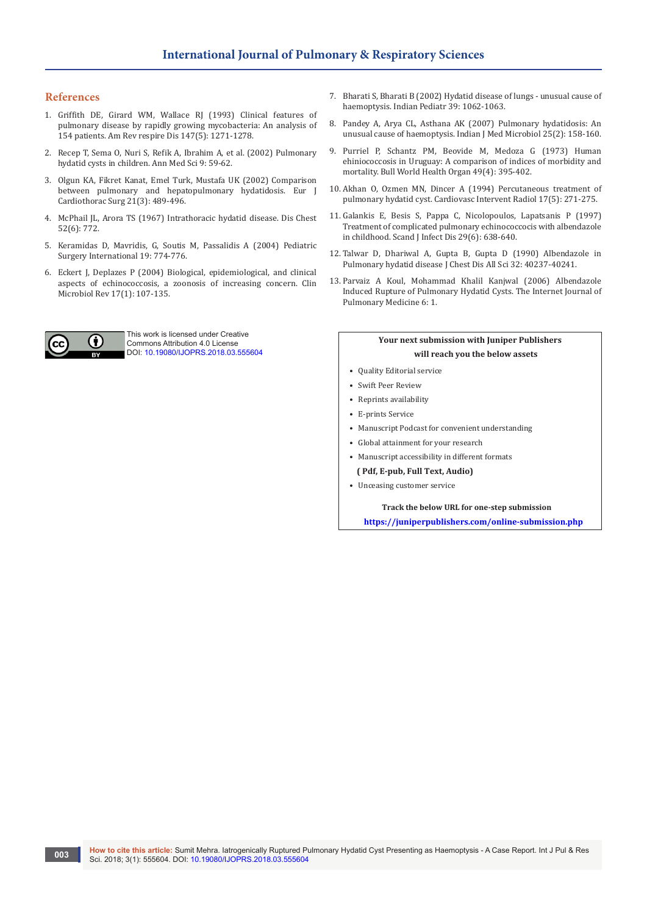## References

1. Griffith DE, Girard WM, Wallace RJ (1993) Clinical features of pulmonary disease by rapidly growing mycobacteria: An analysis of 154 patients. Am Rev respire Dis 147(5): 1271-1278.
2. Recep T, Sema O, Nuri S, Refik A, Ibrahim A, et al. (2002) Pulmonary hydatid cysts in children. Ann Med Sci 9: 59-62.
3. Olgun KA, Fikret Kanat, Emel Turk, Mustafa UK (2002) Comparison between pulmonary and hepatopulmonary hydatidosis. Eur J Cardiothorac Surg 21(3): 489-496.
4. McPhail JL, Arora TS (1967) Intrathoracic hydatid disease. Dis Chest 52(6): 772.
5. Keramidas D, Mavridis, G, Soutis M, Passalidis A (2004) Pediatric Surgery International 19: 774-776.
6. Eckert J, Deplazes P (2004) Biological, epidemiological, and clinical aspects of echinococcosis, a zoonosis of increasing concern. Clin Microbiol Rev 17(1): 107-135.
7. Bharati S, Bharati B (2002) Hydatid disease of lungs - unusual cause of haemoptysis. Indian Pediatr 39: 1062-1063.
8. Pandey A, Arya CL, Asthana AK (2007) Pulmonary hydatidosis: An unusual cause of haemoptysis. Indian J Med Microbiol 25(2): 158-160.
9. Purriel P, Schantz PM, Beovide M, Medoza G (1973) Human ehiniococcosis in Uruguay: A comparison of indices of morbidity and mortality. Bull World Health Organ 49(4): 395-402.
10. Akhan O, Ozmen MN, Dincer A (1994) Percutaneous treatment of pulmonary hydatid cyst. Cardiovasc Intervent Radiol 17(5): 271-275.
11. Galankis E, Besis S, Pappa C, Nicolopoulos, Lapatsanis P (1997) Treatment of complicated pulmonary echinococcocis with albendazole in childhood. Scand J Infect Dis 29(6): 638-640.
12. Talwar D, Dhariwal A, Gupta B, Gupta D (1990) Albendazole in Pulmonary hydatid disease J Chest Dis All Sci 32: 40237-40241.
13. Parvaiz A Koul, Mohammad Khalil Kanjwal (2006) Albendazole Induced Rupture of Pulmonary Hydatid Cysts. The Internet Journal of Pulmonary Medicine 6: 1.

This work is licensed under Creative Commons Attribution 4.0 License
DOI: 10.19080/IJOPRS.2018.03.555604

**Your next submission with Juniper Publishers will reach you the below assets**

- Quality Editorial service
- Swift Peer Review
- Reprints availability
- E-prints Service
- Manuscript Podcast for convenient understanding
- Global attainment for your research
- Manuscript accessibility in different formats

**( Pdf, E-pub, Full Text, Audio)**

- Unceasing customer service

**Track the below URL for one-step submission**

**https://juniperpublishers.com/online-submission.php**

**How to cite this article:** Sumit Mehra. Iatrogenically Ruptured Pulmonary Hydatid Cyst Presenting as Haemoptysis - A Case Report. Int J Pul & Res Sci. 2018; 3(1): 555604. DOI: 10.19080/IJOPRS.2018.03.555604